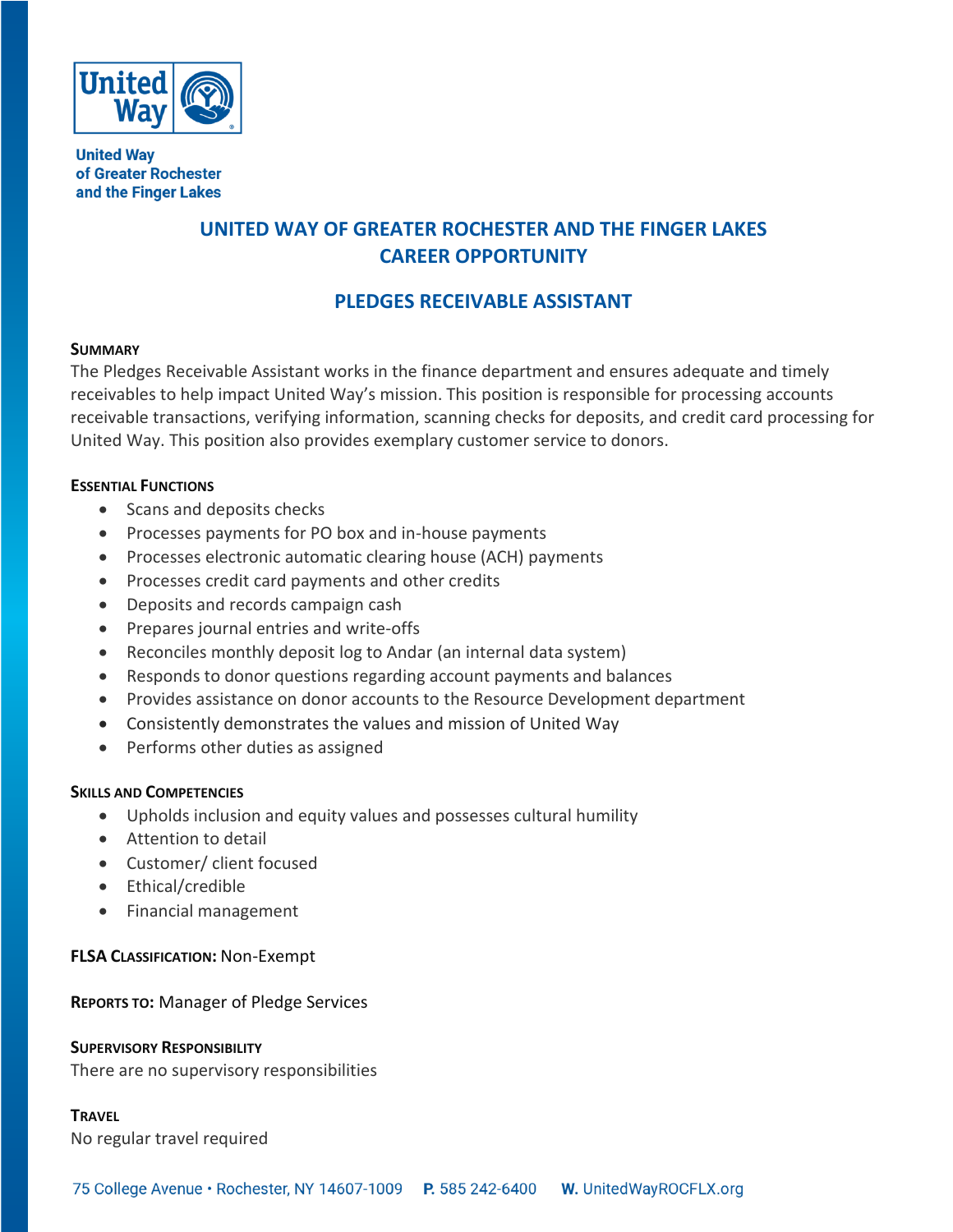United Way
of Greater Rochester
and the Finger Lakes

# UNITED WAY OF GREATER ROCHESTER AND THE FINGER LAKES CAREER OPPORTUNITY

## PLEDGES RECEIVABLE ASSISTANT

### SUMMARY

The Pledges Receivable Assistant works in the finance department and ensures adequate and timely receivables to help impact United Way's mission. This position is responsible for processing accounts receivable transactions, verifying information, scanning checks for deposits, and credit card processing for United Way. This position also provides exemplary customer service to donors.

### ESSENTIAL FUNCTIONS

- Scans and deposits checks
- Processes payments for PO box and in-house payments
- Processes electronic automatic clearing house (ACH) payments
- Processes credit card payments and other credits
- Deposits and records campaign cash
- Prepares journal entries and write-offs
- Reconciles monthly deposit log to Andar (an internal data system)
- Responds to donor questions regarding account payments and balances
- Provides assistance on donor accounts to the Resource Development department
- Consistently demonstrates the values and mission of United Way
- Performs other duties as assigned

### SKILLS AND COMPETENCIES

- Upholds inclusion and equity values and possesses cultural humility
- Attention to detail
- Customer/ client focused
- Ethical/credible
- Financial management

**FLSA CLASSIFICATION:** Non-Exempt

**REPORTS TO:** Manager of Pledge Services

### SUPERVISORY RESPONSIBILITY

There are no supervisory responsibilities

### TRAVEL

No regular travel required

75 College Avenue • Rochester, NY 14607-1009 **P.** 585 242-6400 **W.** UnitedWayROCFLX.org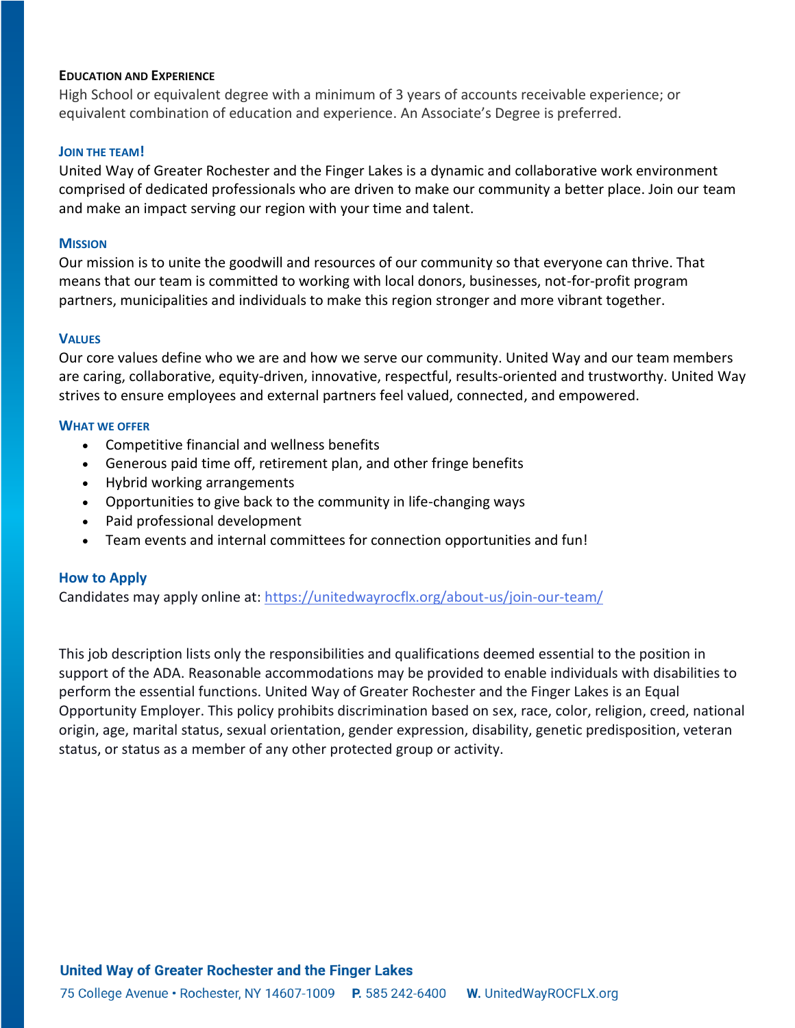#### Education and Experience

High School or equivalent degree with a minimum of 3 years of accounts receivable experience; or equivalent combination of education and experience. An Associate's Degree is preferred.

#### Join the Team!

United Way of Greater Rochester and the Finger Lakes is a dynamic and collaborative work environment comprised of dedicated professionals who are driven to make our community a better place. Join our team and make an impact serving our region with your time and talent.

#### Mission

Our mission is to unite the goodwill and resources of our community so that everyone can thrive. That means that our team is committed to working with local donors, businesses, not-for-profit program partners, municipalities and individuals to make this region stronger and more vibrant together.

#### Values

Our core values define who we are and how we serve our community. United Way and our team members are caring, collaborative, equity-driven, innovative, respectful, results-oriented and trustworthy. United Way strives to ensure employees and external partners feel valued, connected, and empowered.

#### What We Offer

- Competitive financial and wellness benefits
- Generous paid time off, retirement plan, and other fringe benefits
- Hybrid working arrangements
- Opportunities to give back to the community in life-changing ways
- Paid professional development
- Team events and internal committees for connection opportunities and fun!

#### How to Apply

Candidates may apply online at: https://unitedwayrocflx.org/about-us/join-our-team/

This job description lists only the responsibilities and qualifications deemed essential to the position in support of the ADA. Reasonable accommodations may be provided to enable individuals with disabilities to perform the essential functions. United Way of Greater Rochester and the Finger Lakes is an Equal Opportunity Employer. This policy prohibits discrimination based on sex, race, color, religion, creed, national origin, age, marital status, sexual orientation, gender expression, disability, genetic predisposition, veteran status, or status as a member of any other protected group or activity.

**United Way of Greater Rochester and the Finger Lakes**

75 College Avenue • Rochester, NY 14607-1009 **P.** 585 242-6400 **W.** UnitedWayROCFLX.org